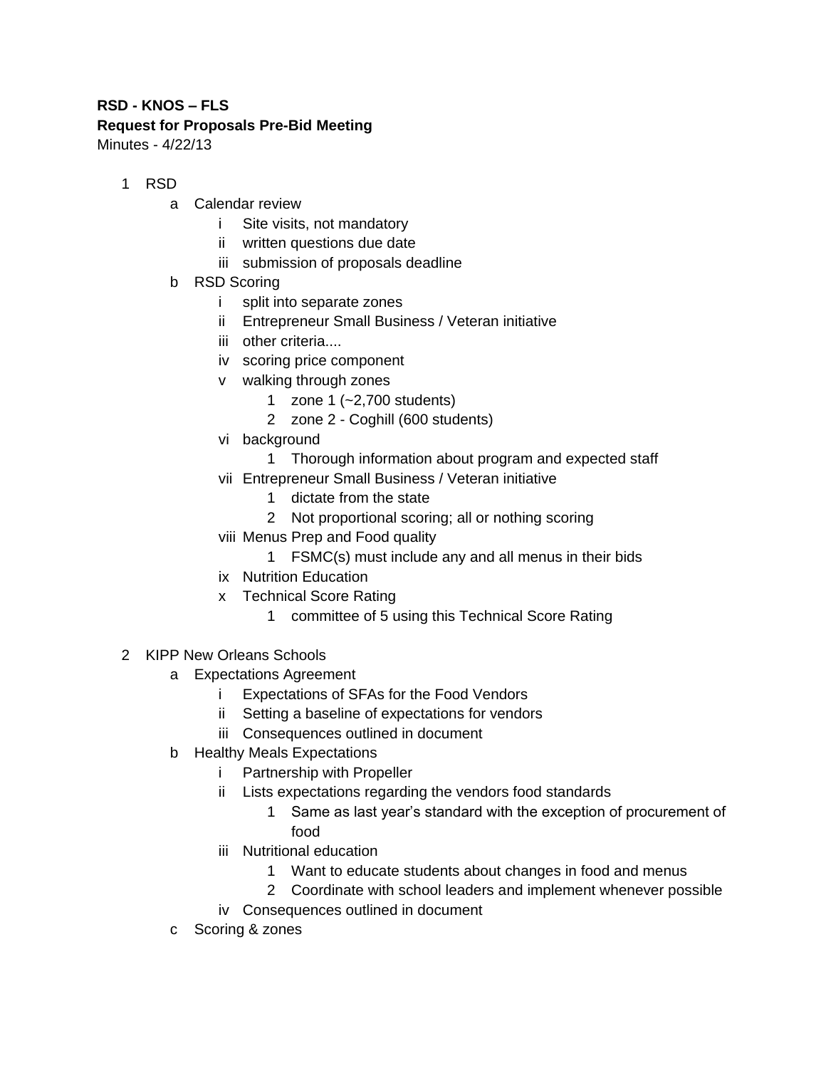**RSD - KNOS – FLS**
**Request for Proposals Pre-Bid Meeting**
Minutes - 4/22/13

1 RSD
   a Calendar review
      i Site visits, not mandatory
      ii written questions due date
      iii submission of proposals deadline
   b RSD Scoring
      i split into separate zones
      ii Entrepreneur Small Business / Veteran initiative
      iii other criteria....
      iv scoring price component
      v walking through zones
         1 zone 1 (~2,700 students)
         2 zone 2 - Coghill (600 students)
      vi background
         1 Thorough information about program and expected staff
      vii Entrepreneur Small Business / Veteran initiative
         1 dictate from the state
         2 Not proportional scoring; all or nothing scoring
      viii Menus Prep and Food quality
         1 FSMC(s) must include any and all menus in their bids
      ix Nutrition Education
      x Technical Score Rating
         1 committee of 5 using this Technical Score Rating

2 KIPP New Orleans Schools
   a Expectations Agreement
      i Expectations of SFAs for the Food Vendors
      ii Setting a baseline of expectations for vendors
      iii Consequences outlined in document
   b Healthy Meals Expectations
      i Partnership with Propeller
      ii Lists expectations regarding the vendors food standards
         1 Same as last year's standard with the exception of procurement of food
      iii Nutritional education
         1 Want to educate students about changes in food and menus
         2 Coordinate with school leaders and implement whenever possible
      iv Consequences outlined in document
   c Scoring & zones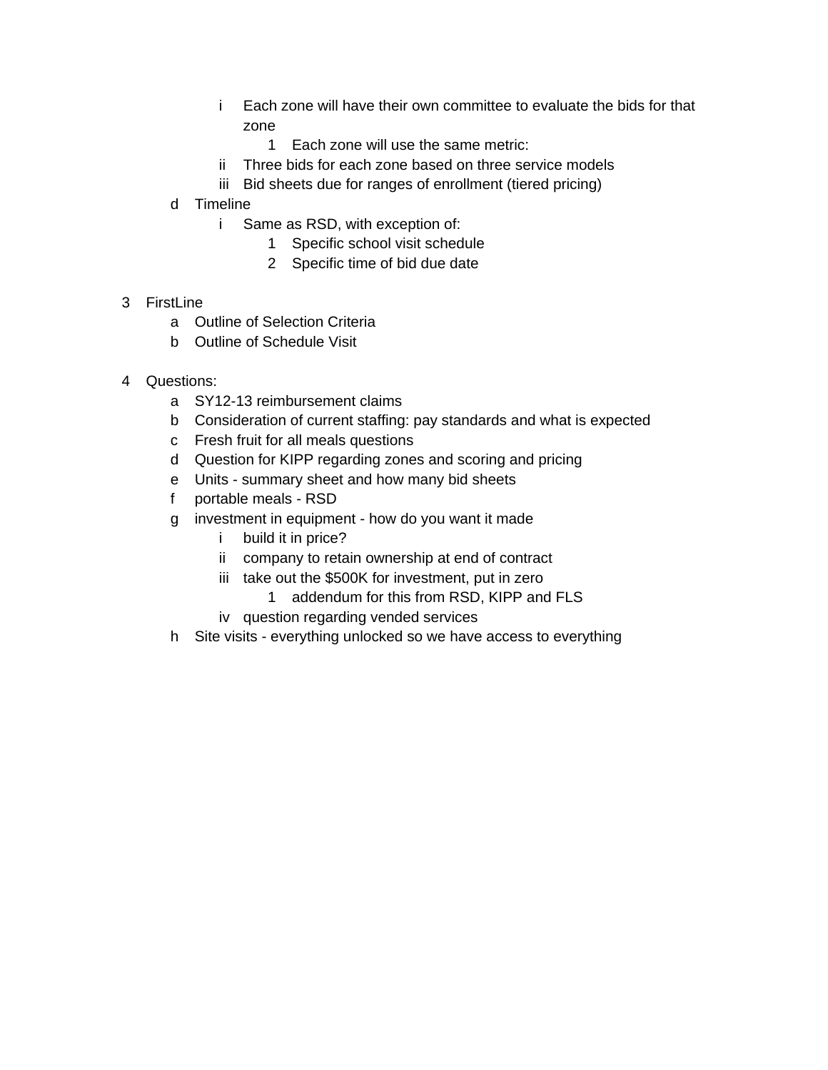- i Each zone will have their own committee to evaluate the bids for that zone
  - 1 Each zone will use the same metric:
- ii Three bids for each zone based on three service models
- iii Bid sheets due for ranges of enrollment (tiered pricing)

d Timeline

- i Same as RSD, with exception of:
  - 1 Specific school visit schedule
  - 2 Specific time of bid due date

3 FirstLine

- a Outline of Selection Criteria
- b Outline of Schedule Visit

4 Questions:

- a SY12-13 reimbursement claims
- b Consideration of current staffing: pay standards and what is expected
- c Fresh fruit for all meals questions
- d Question for KIPP regarding zones and scoring and pricing
- e Units - summary sheet and how many bid sheets
- f portable meals - RSD
- g investment in equipment - how do you want it made
  - i build it in price?
  - ii company to retain ownership at end of contract
  - iii take out the $500K for investment, put in zero
    - 1 addendum for this from RSD, KIPP and FLS
  - iv question regarding vended services
- h Site visits - everything unlocked so we have access to everything